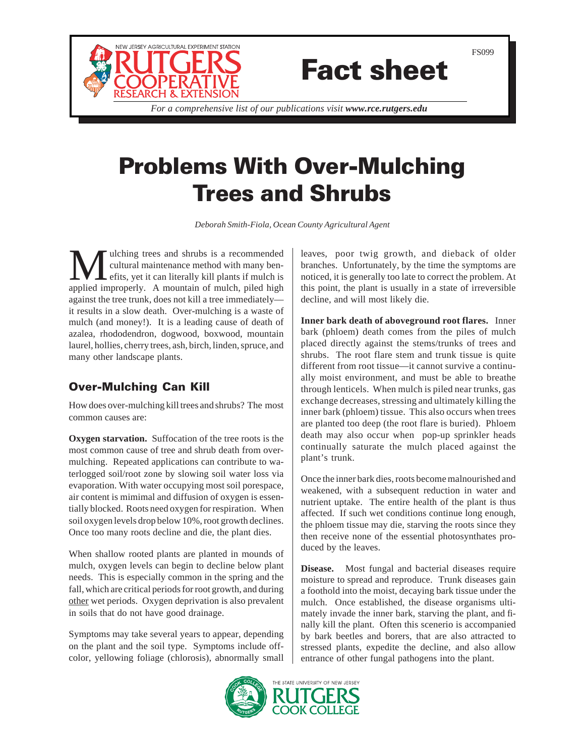FS099

# Fact sheet

*For a comprehensive list of our publications visit **www.rce.rutgers.edu***

# Problems With Over-Mulching Trees and Shrubs

*Deborah Smith-Fiola, Ocean County Agricultural Agent*

Mulching trees and shrubs is a recommended cultural maintenance method with many benefits, yet it can literally kill plants if mulch is applied improperly. A mountain of mulch, piled high against the tree trunk, does not kill a tree immediately—it results in a slow death. Over-mulching is a waste of mulch (and money!). It is a leading cause of death of azalea, rhododendron, dogwood, boxwood, mountain laurel, hollies, cherry trees, ash, birch, linden, spruce, and many other landscape plants.

## Over-Mulching Can Kill

How does over-mulching kill trees and shrubs? The most common causes are:

**Oxygen starvation.** Suffocation of the tree roots is the most common cause of tree and shrub death from over-mulching. Repeated applications can contribute to waterlogged soil/root zone by slowing soil water loss via evaporation. With water occupying most soil porespace, air content is mimimal and diffusion of oxygen is essentially blocked. Roots need oxygen for respiration. When soil oxygen levels drop below 10%, root growth declines. Once too many roots decline and die, the plant dies.

When shallow rooted plants are planted in mounds of mulch, oxygen levels can begin to decline below plant needs. This is especially common in the spring and the fall, which are critical periods for root growth, and during other wet periods. Oxygen deprivation is also prevalent in soils that do not have good drainage.

Symptoms may take several years to appear, depending on the plant and the soil type. Symptoms include off-color, yellowing foliage (chlorosis), abnormally small leaves, poor twig growth, and dieback of older branches. Unfortunately, by the time the symptoms are noticed, it is generally too late to correct the problem. At this point, the plant is usually in a state of irreversible decline, and will most likely die.

**Inner bark death of aboveground root flares.** Inner bark (phloem) death comes from the piles of mulch placed directly against the stems/trunks of trees and shrubs. The root flare stem and trunk tissue is quite different from root tissue—it cannot survive a continually moist environment, and must be able to breathe through lenticels. When mulch is piled near trunks, gas exchange decreases, stressing and ultimately killing the inner bark (phloem) tissue. This also occurs when trees are planted too deep (the root flare is buried). Phloem death may also occur when pop-up sprinkler heads continually saturate the mulch placed against the plant's trunk.

Once the inner bark dies, roots become malnourished and weakened, with a subsequent reduction in water and nutrient uptake. The entire health of the plant is thus affected. If such wet conditions continue long enough, the phloem tissue may die, starving the roots since they then receive none of the essential photosynthates produced by the leaves.

**Disease.** Most fungal and bacterial diseases require moisture to spread and reproduce. Trunk diseases gain a foothold into the moist, decaying bark tissue under the mulch. Once established, the disease organisms ultimately invade the inner bark, starving the plant, and finally kill the plant. Often this scenerio is accompanied by bark beetles and borers, that are also attracted to stressed plants, expedite the decline, and also allow entrance of other fungal pathogens into the plant.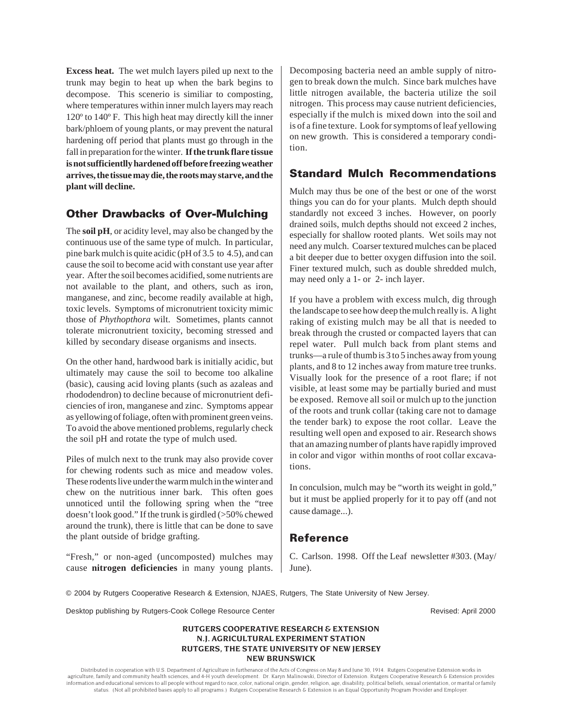**Excess heat.** The wet mulch layers piled up next to the trunk may begin to heat up when the bark begins to decompose. This scenerio is similiar to composting, where temperatures within inner mulch layers may reach 120º to 140º F. This high heat may directly kill the inner bark/phloem of young plants, or may prevent the natural hardening off period that plants must go through in the fall in preparation for the winter. **If the trunk flare tissue is not sufficientlly hardened off before freezing weather arrives, the tissue may die, the roots may starve, and the plant will decline.**

## Other Drawbacks of Over-Mulching

The **soil pH**, or acidity level, may also be changed by the continuous use of the same type of mulch. In particular, pine bark mulch is quite acidic (pH of 3.5 to 4.5), and can cause the soil to become acid with constant use year after year. After the soil becomes acidified, some nutrients are not available to the plant, and others, such as iron, manganese, and zinc, become readily available at high, toxic levels. Symptoms of micronutrient toxicity mimic those of *Phythopthora* wilt. Sometimes, plants cannot tolerate micronutrient toxicity, becoming stressed and killed by secondary disease organisms and insects.

On the other hand, hardwood bark is initially acidic, but ultimately may cause the soil to become too alkaline (basic), causing acid loving plants (such as azaleas and rhododendron) to decline because of micronutrient deficiencies of iron, manganese and zinc. Symptoms appear as yellowing of foliage, often with prominent green veins. To avoid the above mentioned problems, regularly check the soil pH and rotate the type of mulch used.

Piles of mulch next to the trunk may also provide cover for chewing rodents such as mice and meadow voles. These rodents live under the warm mulch in the winter and chew on the nutritious inner bark. This often goes unnoticed until the following spring when the "tree doesn't look good." If the trunk is girdled (>50% chewed around the trunk), there is little that can be done to save the plant outside of bridge grafting.

"Fresh," or non-aged (uncomposted) mulches may cause **nitrogen deficiencies** in many young plants. Decomposing bacteria need an amble supply of nitrogen to break down the mulch. Since bark mulches have little nitrogen available, the bacteria utilize the soil nitrogen. This process may cause nutrient deficiencies, especially if the mulch is mixed down into the soil and is of a fine texture. Look for symptoms of leaf yellowing on new growth. This is considered a temporary condition.

## Standard Mulch Recommendations

Mulch may thus be one of the best or one of the worst things you can do for your plants. Mulch depth should standardly not exceed 3 inches. However, on poorly drained soils, mulch depths should not exceed 2 inches, especially for shallow rooted plants. Wet soils may not need any mulch. Coarser textured mulches can be placed a bit deeper due to better oxygen diffusion into the soil. Finer textured mulch, such as double shredded mulch, may need only a 1- or 2- inch layer.

If you have a problem with excess mulch, dig through the landscape to see how deep the mulch really is. A light raking of existing mulch may be all that is needed to break through the crusted or compacted layers that can repel water. Pull mulch back from plant stems and trunks—a rule of thumb is 3 to 5 inches away from young plants, and 8 to 12 inches away from mature tree trunks. Visually look for the presence of a root flare; if not visible, at least some may be partially buried and must be exposed. Remove all soil or mulch up to the junction of the roots and trunk collar (taking care not to damage the tender bark) to expose the root collar. Leave the resulting well open and exposed to air. Research shows that an amazing number of plants have rapidly improved in color and vigor within months of root collar excavations.

In conculsion, mulch may be "worth its weight in gold," but it must be applied properly for it to pay off (and not cause damage...).

## Reference

C. Carlson. 1998. Off the Leaf newsletter #303. (May/June).

© 2004 by Rutgers Cooperative Research & Extension, NJAES, Rutgers, The State University of New Jersey.

Desktop publishing by Rutgers-Cook College Resource Center

Revised: April 2000

**RUTGERS COOPERATIVE RESEARCH & EXTENSION**
**N.J. AGRICULTURAL EXPERIMENT STATION**
**RUTGERS, THE STATE UNIVERSITY OF NEW JERSEY**
**NEW BRUNSWICK**

Distributed in cooperation with U.S. Department of Agriculture in furtherance of the Acts of Congress on May 8 and June 30, 1914. Rutgers Cooperative Extension works in agriculture, family and community health sciences, and 4-H youth development. Dr. Karyn Malinowski, Director of Extension. Rutgers Cooperative Research & Extension provides information and educational services to all people without regard to race, color, national origin, gender, religion, age, disability, political beliefs, sexual orientation, or marital or family status. (Not all prohibited bases apply to all programs.) Rutgers Cooperative Research & Extension is an Equal Opportunity Program Provider and Employer.